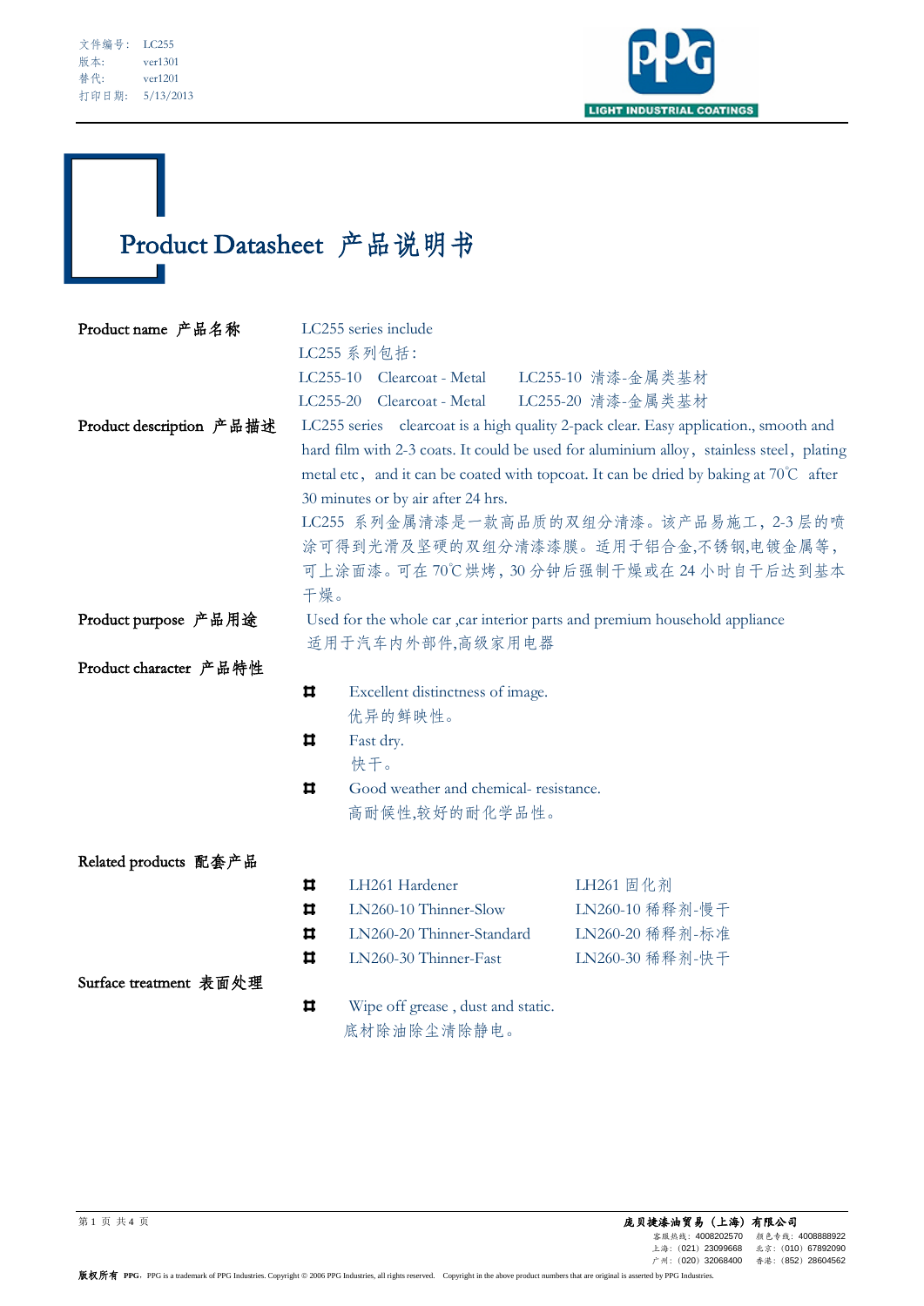文件编号： LC255
版本: ver1301
替代: ver1201
打印日期: 5/13/2013

# Product Datasheet 产品说明书

**Product name 产品名称**

LC255 series include
LC255 系列包括：

| | | |
|---|---|---|
| LC255-10 | Clearcoat - Metal | LC255-10 清漆-金属类基材 |
| LC255-20 | Clearcoat - Metal | LC255-20 清漆-金属类基材 |

**Product description 产品描述**

LC255 series clearcoat is a high quality 2-pack clear. Easy application., smooth and hard film with 2-3 coats. It could be used for aluminium alloy，stainless steel，plating metal etc， and it can be coated with topcoat. It can be dried by baking at 70℃ after 30 minutes or by air after 24 hrs.

LC255 系列金属清漆是一款高品质的双组分清漆。该产品易施工，2-3 层的喷涂可得到光滑及坚硬的双组分清漆漆膜。适用于铝合金,不锈钢,电镀金属等，可上涂面漆。可在 70℃烘烤，30 分钟后强制干燥或在 24 小时自干后达到基本干燥。

**Product purpose 产品用途**

Used for the whole car ,car interior parts and premium household appliance
适用于汽车内外部件,高级家用电器

**Product character 产品特性**

- Excellent distinctness of image.
  优异的鲜映性。
- Fast dry.
  快干。
- Good weather and chemical- resistance.
  高耐候性,较好的耐化学品性。

**Related products 配套产品**

| | |
|---|---|
| LH261 Hardener | LH261 固化剂 |
| LN260-10 Thinner-Slow | LN260-10 稀释剂-慢干 |
| LN260-20 Thinner-Standard | LN260-20 稀释剂-标准 |
| LN260-30 Thinner-Fast | LN260-30 稀释剂-快干 |

**Surface treatment 表面处理**

- Wipe off grease , dust and static.
  底材除油除尘清除静电。

庞贝捷漆油贸易（上海）有限公司
客服热线：4008202570 颜色专线：4008888922
上海：(021) 23099668 北京：(010) 67892090
广州：(020) 32068400 香港：(852) 28604562

版权所有 PPG，PPG is a trademark of PPG Industries. Copyright © 2006 PPG Industries, all rights reserved. Copyright in the above product numbers that are original is asserted by PPG Industries.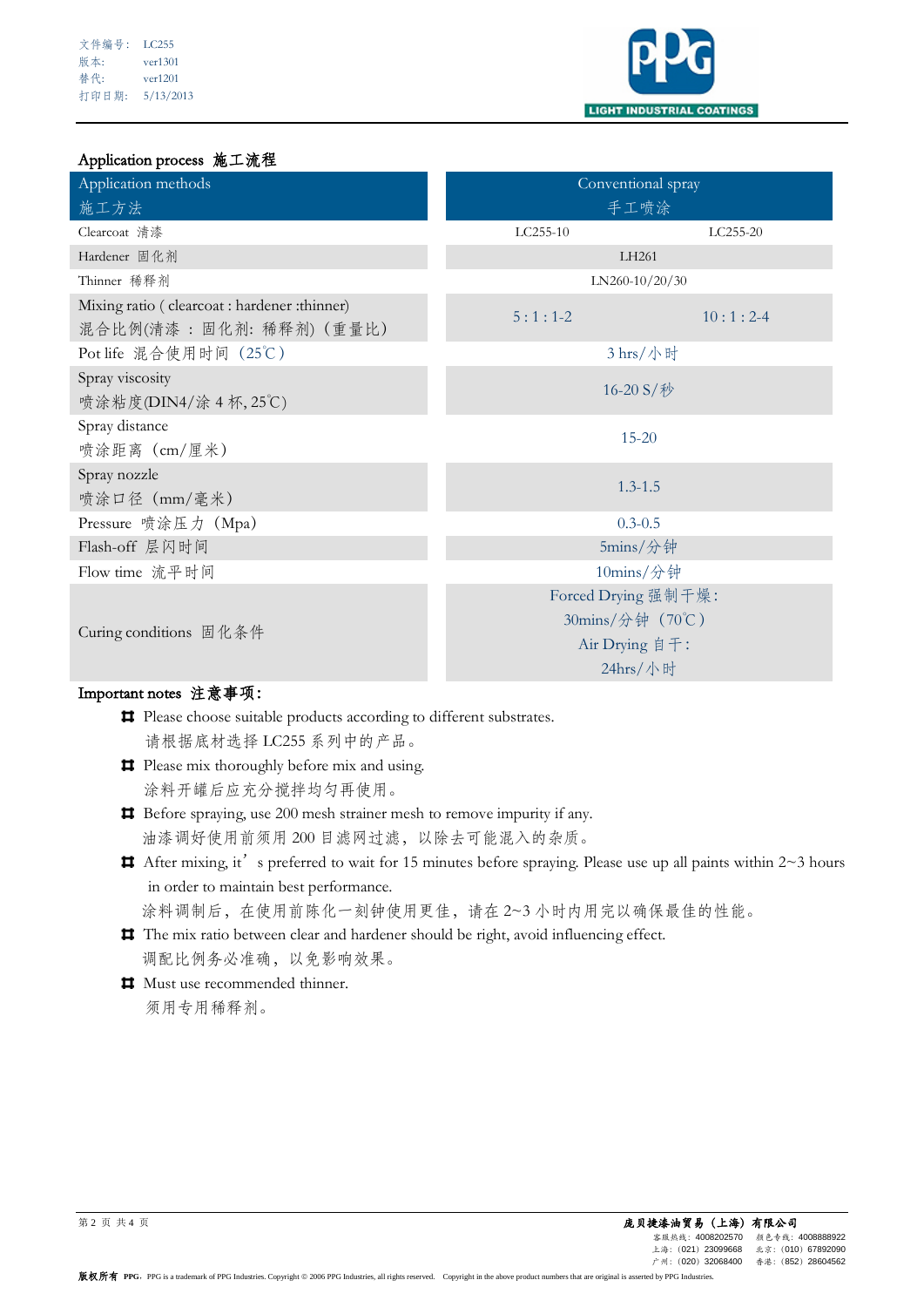## Application process 施工流程

| Application methods<br>施工方法 | Conventional spray<br>手工喷涂 | |
|---|---|---|
| Clearcoat 清漆 | LC255-10 | LC255-20 |
| Hardener 固化剂 | LH261 | |
| Thinner 稀释剂 | LN260-10/20/30 | |
| Mixing ratio ( clearcoat : hardener :thinner)<br>混合比例(清漆 ：固化剂: 稀释剂) (重量比) | 5 : 1 : 1-2 | 10 : 1 : 2-4 |
| Pot life 混合使用时间 (25℃) | 3 hrs/小时 | |
| Spray viscosity<br>喷涂粘度(DIN4/涂 4 杯, 25℃) | 16-20 S/秒 | |
| Spray distance<br>喷涂距离 (cm/厘米) | 15-20 | |
| Spray nozzle<br>喷涂口径 (mm/毫米) | 1.3-1.5 | |
| Pressure 喷涂压力 (Mpa) | 0.3-0.5 | |
| Flash-off 层闪时间 | 5mins/分钟 | |
| Flow time 流平时间 | 10mins/分钟 | |
| Curing conditions 固化条件 | Forced Drying 强制干燥:<br>30mins/分钟 (70℃)<br>Air Drying 自干:<br>24hrs/小时 | |

## Important notes 注意事项:

- Please choose suitable products according to different substrates.
  请根据底材选择 LC255 系列中的产品。
- Please mix thoroughly before mix and using.
  涂料开罐后应充分搅拌均匀再使用。
- Before spraying, use 200 mesh strainer mesh to remove impurity if any.
  油漆调好使用前须用 200 目滤网过滤，以除去可能混入的杂质。
- After mixing, it's preferred to wait for 15 minutes before spraying. Please use up all paints within 2~3 hours in order to maintain best performance.
  涂料调制后，在使用前陈化一刻钟使用更佳，请在 2~3 小时内用完以确保最佳的性能。
- The mix ratio between clear and hardener should be right, avoid influencing effect.
  调配比例务必准确，以免影响效果。
- Must use recommended thinner.
  须用专用稀释剂。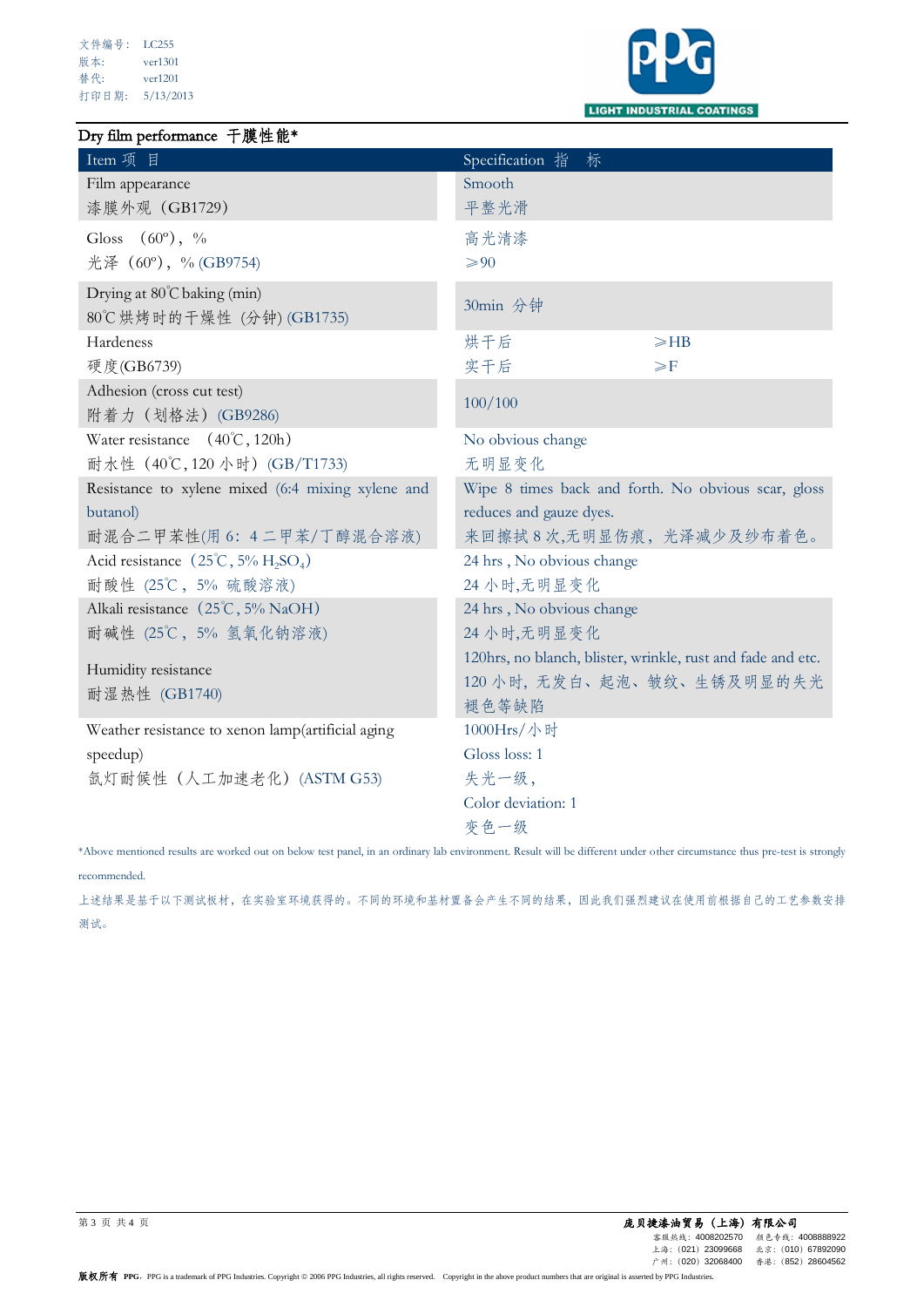文件编号： LC255
版本: ver1301
替代: ver1201
打印日期: 5/13/2013

## Dry film performance 干膜性能*

| Item 项 目 | Specification 指 标 |
|---|---|
| Film appearance<br>漆膜外观（GB1729） | Smooth<br>平整光滑 |
| Gloss （60º），%<br>光泽（60º），% (GB9754) | 高光清漆<br>⩾90 |
| Drying at 80℃ baking (min)<br>80℃烘烤时的干燥性 (分钟) (GB1735) | 30min 分钟 |
| Hardeness<br>硬度(GB6739) | 烘干后 ⩾HB<br>实干后 ⩾F |
| Adhesion (cross cut test)<br>附着力（划格法）(GB9286) | 100/100 |
| Water resistance （40℃, 120h）<br>耐水性（40℃, 120 小时）(GB/T1733) | No obvious change<br>无明显变化 |
| Resistance to xylene mixed (6:4 mixing xylene and butanol)<br>耐混合二甲苯性(用 6：4 二甲苯/丁醇混合溶液) | Wipe 8 times back and forth. No obvious scar, gloss reduces and gauze dyes.<br>来回擦拭 8 次,无明显伤痕，光泽减少及纱布着色。 |
| Acid resistance（25℃, 5% $H_2SO_4$）<br>耐酸性 (25℃， 5% 硫酸溶液) | 24 hrs , No obvious change<br>24 小时,无明显变化 |
| Alkali resistance（25℃, 5% NaOH）<br>耐碱性 (25℃， 5% 氢氧化钠溶液) | 24 hrs , No obvious change<br>24 小时,无明显变化 |
| Humidity resistance<br>耐湿热性 (GB1740) | 120hrs, no blanch, blister, wrinkle, rust and fade and etc.<br>120 小时，无发白、起泡、皱纹、生锈及明显的失光褪色等缺陷 |
| Weather resistance to xenon lamp(artificial aging speedup)<br>氙灯耐候性（人工加速老化）(ASTM G53) | 1000Hrs/小时<br>Gloss loss: 1<br>失光一级,<br>Color deviation: 1<br>变色一级 |

*Above mentioned results are worked out on below test panel, in an ordinary lab environment. Result will be different under other circumstance thus pre-test is strongly recommended.

上述结果是基于以下测试板材，在实验室环境获得的。不同的环境和基材置备会产生不同的结果，因此我们强烈建议在使用前根据自己的工艺参数安排测试。

**庞贝捷漆油贸易（上海）有限公司**
客服热线：4008202570 颜色专线：4008888922
上海：(021) 23099668 北京：(010) 67892090
广州：(020) 32068400 香港：(852) 28604562

**版权所有 PPG**．PPG is a trademark of PPG Industries. Copyright © 2006 PPG Industries, all rights reserved. Copyright in the above product numbers that are original is asserted by PPG Industries.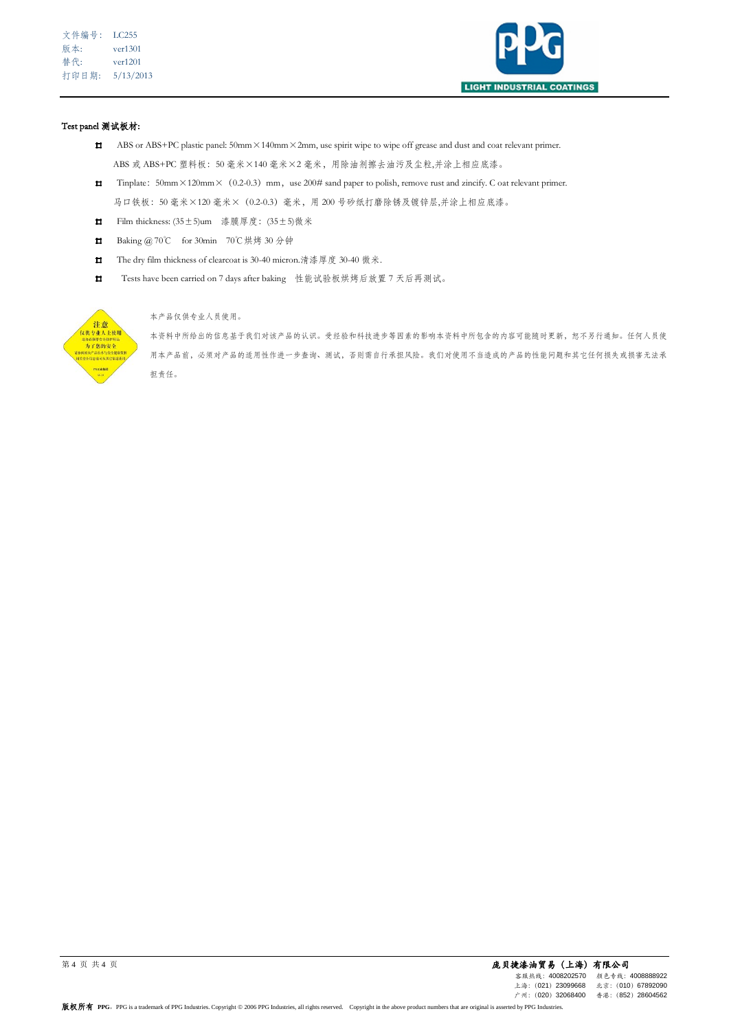Test panel 测试板材:

- ABS or ABS+PC plastic panel: 50mm×140mm×2mm, use spirit wipe to wipe off grease and dust and coat relevant primer.
  ABS 或 ABS+PC 塑料板：50 毫米×140 毫米×2 毫米，用除油剂擦去油污及尘粒,并涂上相应底漆。
- Tinplate：50mm×120mm×（0.2-0.3）mm，use 200# sand paper to polish, remove rust and zincify. C oat relevant primer.
  马口铁板：50 毫米×120 毫米×（0.2-0.3）毫米，用 200 号砂纸打磨除锈及镀锌层,并涂上相应底漆。
- Film thickness: (35±5)um 漆膜厚度：(35±5)微米
- Baking @ 70℃ for 30min 70℃烘烤 30 分钟
- The dry film thickness of clearcoat is 30-40 micron.清漆厚度 30-40 微米.
- Tests have been carried on 7 days after baking 性能试验板烘烤后放置 7 天后再测试。

注意
仅供专业人士使用
为了您的安全
PPG工业集团

本产品仅供专业人员使用。

本资料中所给出的信息基于我们对该产品的认识。受经验和科技进步等因素的影响本资料中所包含的内容可能随时更新，恕不另行通知。任何人员使用本产品前，必须对产品的适用性作进一步查询、测试，否则需自行承担风险。我们对使用不当造成的产品的性能问题和其它任何损失或损害无法承担责任。

**庞贝捷漆油贸易（上海）有限公司**

客服热线：4008202570 颜色专线：4008888922
上海：（021）23099668 北京：（010）67892090
广州：（020）32068400 香港：（852）28604562

**版权所有** PPG，PPG is a trademark of PPG Industries. Copyright © 2006 PPG Industries, all rights reserved. Copyright in the above product numbers that are original is asserted by PPG Industries.